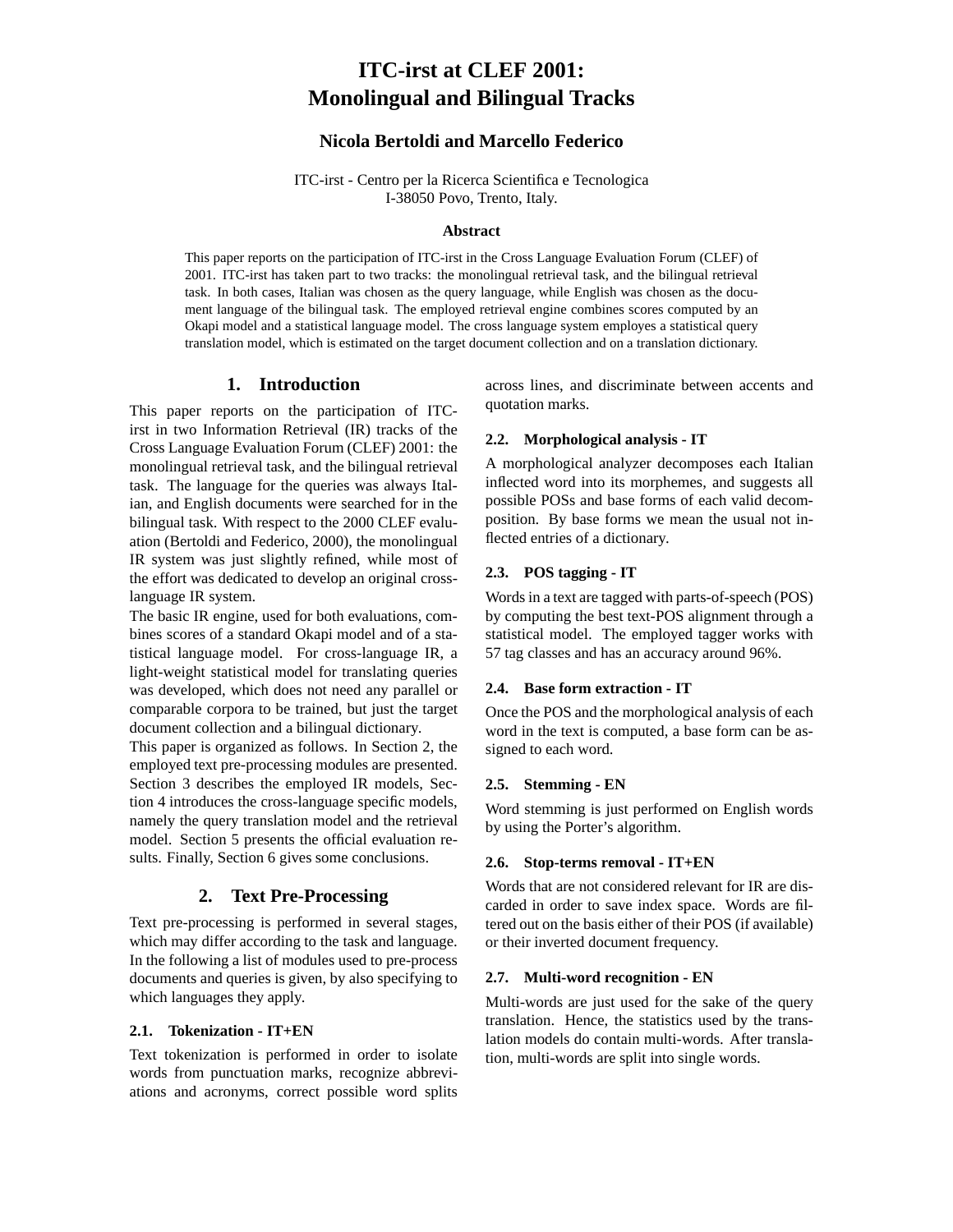# ITC-irst at CLEF 2001: Monolingual and Bilingual Tracks

**Nicola Bertoldi and Marcello Federico**

ITC-irst - Centro per la Ricerca Scientifica e Tecnologica
I-38050 Povo, Trento, Italy.

**Abstract**

This paper reports on the participation of ITC-irst in the Cross Language Evaluation Forum (CLEF) of 2001. ITC-irst has taken part to two tracks: the monolingual retrieval task, and the bilingual retrieval task. In both cases, Italian was chosen as the query language, while English was chosen as the document language of the bilingual task. The employed retrieval engine combines scores computed by an Okapi model and a statistical language model. The cross language system employs a statistical query translation model, which is estimated on the target document collection and on a translation dictionary.

## 1. Introduction

This paper reports on the participation of ITC-irst in two Information Retrieval (IR) tracks of the Cross Language Evaluation Forum (CLEF) 2001: the monolingual retrieval task, and the bilingual retrieval task. The language for the queries was always Italian, and English documents were searched for in the bilingual task. With respect to the 2000 CLEF evaluation (Bertoldi and Federico, 2000), the monolingual IR system was just slightly refined, while most of the effort was dedicated to develop an original cross-language IR system.

The basic IR engine, used for both evaluations, combines scores of a standard Okapi model and of a statistical language model. For cross-language IR, a light-weight statistical model for translating queries was developed, which does not need any parallel or comparable corpora to be trained, but just the target document collection and a bilingual dictionary.

This paper is organized as follows. In Section 2, the employed text pre-processing modules are presented. Section 3 describes the employed IR models, Section 4 introduces the cross-language specific models, namely the query translation model and the retrieval model. Section 5 presents the official evaluation results. Finally, Section 6 gives some conclusions.

## 2. Text Pre-Processing

Text pre-processing is performed in several stages, which may differ according to the task and language. In the following a list of modules used to pre-process documents and queries is given, by also specifying to which languages they apply.

### 2.1. Tokenization - IT+EN

Text tokenization is performed in order to isolate words from punctuation marks, recognize abbreviations and acronyms, correct possible word splits across lines, and discriminate between accents and quotation marks.

### 2.2. Morphological analysis - IT

A morphological analyzer decomposes each Italian inflected word into its morphemes, and suggests all possible POSs and base forms of each valid decomposition. By base forms we mean the usual not inflected entries of a dictionary.

### 2.3. POS tagging - IT

Words in a text are tagged with parts-of-speech (POS) by computing the best text-POS alignment through a statistical model. The employed tagger works with 57 tag classes and has an accuracy around 96%.

### 2.4. Base form extraction - IT

Once the POS and the morphological analysis of each word in the text is computed, a base form can be assigned to each word.

### 2.5. Stemming - EN

Word stemming is just performed on English words by using the Porter's algorithm.

### 2.6. Stop-terms removal - IT+EN

Words that are not considered relevant for IR are discarded in order to save index space. Words are filtered out on the basis either of their POS (if available) or their inverted document frequency.

### 2.7. Multi-word recognition - EN

Multi-words are just used for the sake of the query translation. Hence, the statistics used by the translation models do contain multi-words. After translation, multi-words are split into single words.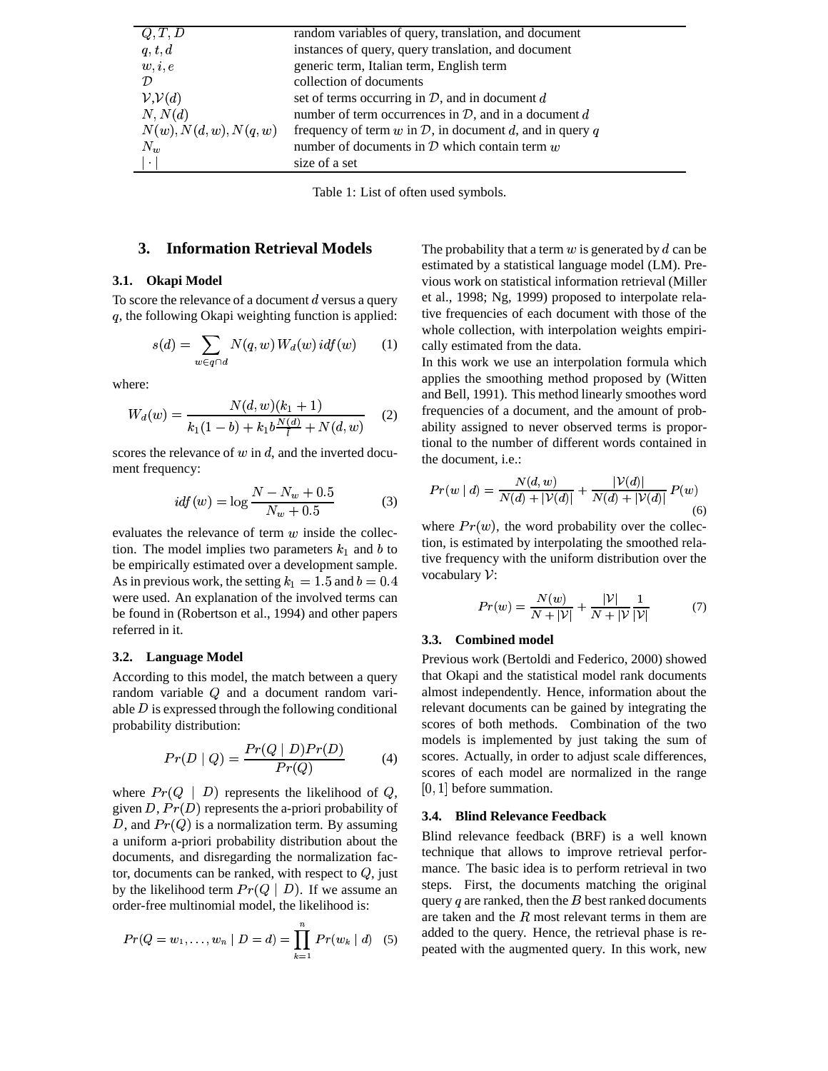| | |
|---|---|
| $Q, T, D$ | random variables of query, translation, and document |
| $q, t, d$ | instances of query, query translation, and document |
| $w, i, e$ | generic term, Italian term, English term |
| $\mathcal{D}$ | collection of documents |
| $\mathcal{V}, \mathcal{V}(d)$ | set of terms occurring in $\mathcal{D}$, and in document $d$ |
| $N, N(d)$ | number of term occurrences in $\mathcal{D}$, and in a document $d$ |
| $N(w), N(d,w), N(q,w)$ | frequency of term $w$ in $\mathcal{D}$, in document $d$, and in query $q$ |
| $N_w$ | number of documents in $\mathcal{D}$ which contain term $w$ |
| $\lvert \cdot \rvert$ | size of a set |

Table 1: List of often used symbols.

## 3. Information Retrieval Models

### 3.1. Okapi Model

To score the relevance of a document $d$ versus a query $q$, the following Okapi weighting function is applied:

$$s(d) = \sum_{w \in q \cap d} N(q,w) \, W_d(w) \, idf(w) \qquad (1)$$

where:

$$W_d(w) = \frac{N(d,w)(k_1+1)}{k_1(1-b) + k_1 b \frac{N(d)}{\bar{l}} + N(d,w)} \qquad (2)$$

scores the relevance of $w$ in $d$, and the inverted document frequency:

$$idf(w) = \log \frac{N - N_w + 0.5}{N_w + 0.5} \qquad (3)$$

evaluates the relevance of term $w$ inside the collection. The model implies two parameters $k_1$ and $b$ to be empirically estimated over a development sample. As in previous work, the setting $k_1 = 1.5$ and $b = 0.4$ were used. An explanation of the involved terms can be found in (Robertson et al., 1994) and other papers referred in it.

### 3.2. Language Model

According to this model, the match between a query random variable $Q$ and a document random variable $D$ is expressed through the following conditional probability distribution:

$$Pr(D \mid Q) = \frac{Pr(Q \mid D) Pr(D)}{Pr(Q)} \qquad (4)$$

where $Pr(Q \mid D)$ represents the likelihood of $Q$, given $D$, $Pr(D)$ represents the a-priori probability of $D$, and $Pr(Q)$ is a normalization term. By assuming a uniform a-priori probability distribution about the documents, and disregarding the normalization factor, documents can be ranked, with respect to $Q$, just by the likelihood term $Pr(Q \mid D)$. If we assume an order-free multinomial model, the likelihood is:

$$Pr(Q = w_1, \ldots, w_n \mid D = d) = \prod_{k=1}^{n} Pr(w_k \mid d) \quad (5)$$

The probability that a term $w$ is generated by $d$ can be estimated by a statistical language model (LM). Previous work on statistical information retrieval (Miller et al., 1998; Ng, 1999) proposed to interpolate relative frequencies of each document with those of the whole collection, with interpolation weights empirically estimated from the data.

In this work we use an interpolation formula which applies the smoothing method proposed by (Witten and Bell, 1991). This method linearly smoothes word frequencies of a document, and the amount of probability assigned to never observed terms is proportional to the number of different words contained in the document, i.e.:

$$Pr(w \mid d) = \frac{N(d,w)}{N(d) + |\mathcal{V}(d)|} + \frac{|\mathcal{V}(d)|}{N(d) + |\mathcal{V}(d)|} P(w) \qquad (6)$$

where $Pr(w)$, the word probability over the collection, is estimated by interpolating the smoothed relative frequency with the uniform distribution over the vocabulary $\mathcal{V}$:

$$Pr(w) = \frac{N(w)}{N + |\mathcal{V}|} + \frac{|\mathcal{V}|}{N + |\mathcal{V}} \frac{1}{|\mathcal{V}|} \qquad (7)$$

### 3.3. Combined model

Previous work (Bertoldi and Federico, 2000) showed that Okapi and the statistical model rank documents almost independently. Hence, information about the relevant documents can be gained by integrating the scores of both methods. Combination of the two models is implemented by just taking the sum of scores. Actually, in order to adjust scale differences, scores of each model are normalized in the range $[0, 1]$ before summation.

### 3.4. Blind Relevance Feedback

Blind relevance feedback (BRF) is a well known technique that allows to improve retrieval performance. The basic idea is to perform retrieval in two steps. First, the documents matching the original query $q$ are ranked, then the $B$ best ranked documents are taken and the $R$ most relevant terms in them are added to the query. Hence, the retrieval phase is repeated with the augmented query. In this work, new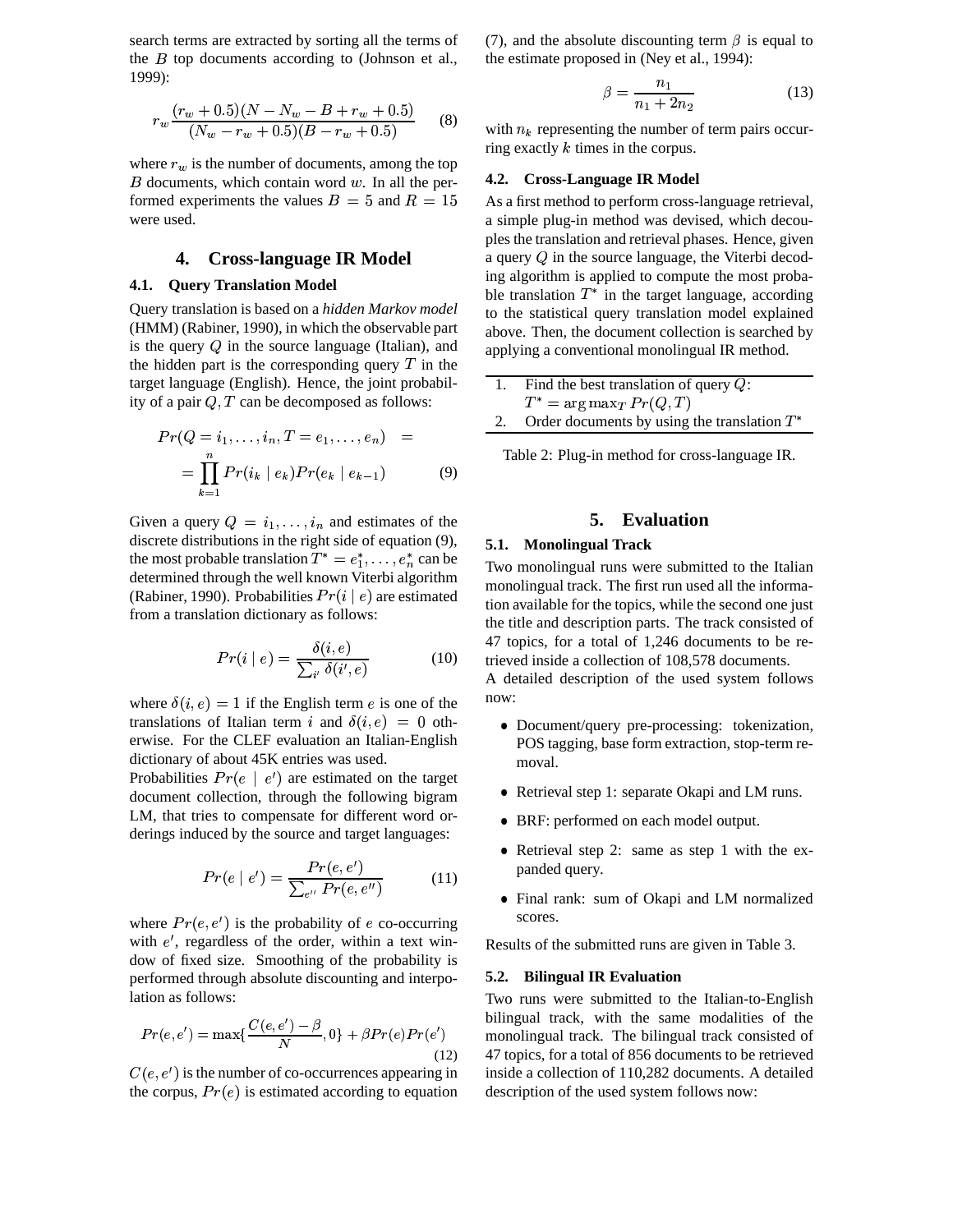search terms are extracted by sorting all the terms of the $B$ top documents according to (Johnson et al., 1999):

$$r_w \frac{(r_w + 0.5)(N - N_w - B + r_w + 0.5)}{(N_w - r_w + 0.5)(B - r_w + 0.5)} \quad (8)$$

where $r_w$ is the number of documents, among the top $B$ documents, which contain word $w$. In all the performed experiments the values $B = 5$ and $R = 15$ were used.

## 4. Cross-language IR Model

### 4.1. Query Translation Model

Query translation is based on a *hidden Markov model* (HMM) (Rabiner, 1990), in which the observable part is the query $Q$ in the source language (Italian), and the hidden part is the corresponding query $T$ in the target language (English). Hence, the joint probability of a pair $Q, T$ can be decomposed as follows:

$$Pr(Q = i_1, \ldots, i_n, T = e_1, \ldots, e_n) = \\ = \prod_{k=1}^{n} Pr(i_k \mid e_k) Pr(e_k \mid e_{k-1}) \quad (9)$$

Given a query $Q = i_1, \ldots, i_n$ and estimates of the discrete distributions in the right side of equation (9), the most probable translation $T^* = e_1^*, \ldots, e_n^*$ can be determined through the well known Viterbi algorithm (Rabiner, 1990). Probabilities $Pr(i \mid e)$ are estimated from a translation dictionary as follows:

$$Pr(i \mid e) = \frac{\delta(i, e)}{\sum_{i'} \delta(i', e)} \quad (10)$$

where $\delta(i, e) = 1$ if the English term $e$ is one of the translations of Italian term $i$ and $\delta(i, e) = 0$ otherwise. For the CLEF evaluation an Italian-English dictionary of about 45K entries was used.

Probabilities $Pr(e \mid e')$ are estimated on the target document collection, through the following bigram LM, that tries to compensate for different word orderings induced by the source and target languages:

$$Pr(e \mid e') = \frac{Pr(e, e')}{\sum_{e''} Pr(e, e'')} \quad (11)$$

where $Pr(e, e')$ is the probability of $e$ co-occurring with $e'$, regardless of the order, within a text window of fixed size. Smoothing of the probability is performed through absolute discounting and interpolation as follows:

$$Pr(e, e') = \max\{\frac{C(e, e') - \beta}{N}, 0\} + \beta Pr(e) Pr(e') \quad (12)$$

$C(e, e')$ is the number of co-occurrences appearing in the corpus, $Pr(e)$ is estimated according to equation (7), and the absolute discounting term $\beta$ is equal to the estimate proposed in (Ney et al., 1994):

$$\beta = \frac{n_1}{n_1 + 2n_2} \quad (13)$$

with $n_k$ representing the number of term pairs occurring exactly $k$ times in the corpus.

### 4.2. Cross-Language IR Model

As a first method to perform cross-language retrieval, a simple plug-in method was devised, which decouples the translation and retrieval phases. Hence, given a query $Q$ in the source language, the Viterbi decoding algorithm is applied to compute the most probable translation $T^*$ in the target language, according to the statistical query translation model explained above. Then, the document collection is searched by applying a conventional monolingual IR method.

| | |
|---|---|
| 1. | Find the best translation of query $Q$: $T^* = \arg\max_T Pr(Q, T)$ |
| 2. | Order documents by using the translation $T^*$ |

Table 2: Plug-in method for cross-language IR.

## 5. Evaluation

### 5.1. Monolingual Track

Two monolingual runs were submitted to the Italian monolingual track. The first run used all the information available for the topics, while the second one just the title and description parts. The track consisted of 47 topics, for a total of 1,246 documents to be retrieved inside a collection of 108,578 documents.

A detailed description of the used system follows now:

- Document/query pre-processing: tokenization, POS tagging, base form extraction, stop-term removal.
- Retrieval step 1: separate Okapi and LM runs.
- BRF: performed on each model output.
- Retrieval step 2: same as step 1 with the expanded query.
- Final rank: sum of Okapi and LM normalized scores.

Results of the submitted runs are given in Table 3.

### 5.2. Bilingual IR Evaluation

Two runs were submitted to the Italian-to-English bilingual track, with the same modalities of the monolingual track. The bilingual track consisted of 47 topics, for a total of 856 documents to be retrieved inside a collection of 110,282 documents. A detailed description of the used system follows now: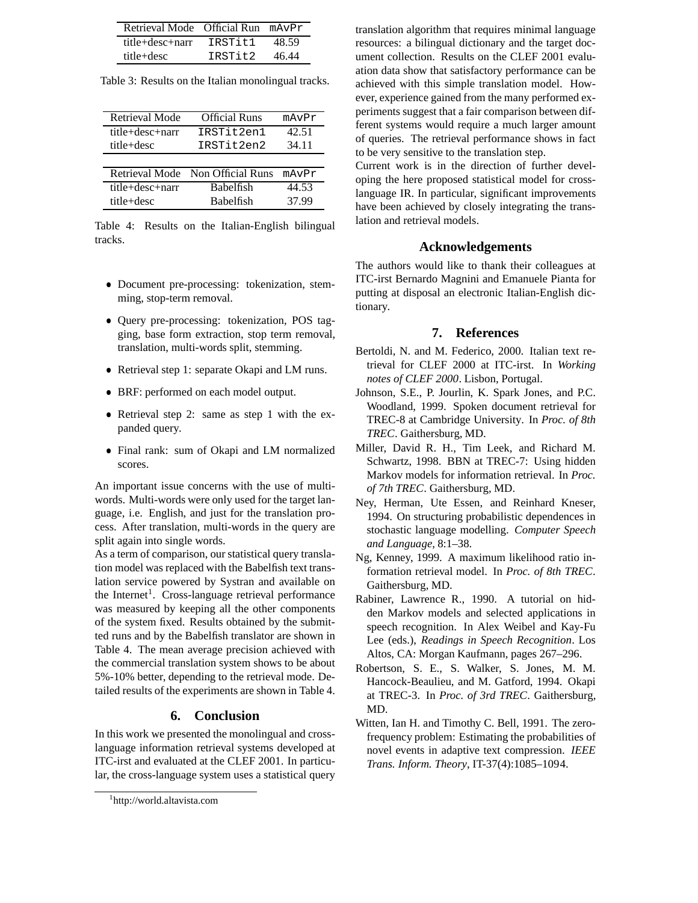| Retrieval Mode | Official Run | mAvPr |
|---|---|---|
| title+desc+narr | IRSTit1 | 48.59 |
| title+desc | IRSTit2 | 46.44 |

Table 3: Results on the Italian monolingual tracks.

| Retrieval Mode | Official Runs | mAvPr |
|---|---|---|
| title+desc+narr | IRSTit2en1 | 42.51 |
| title+desc | IRSTit2en2 | 34.11 |
| Retrieval Mode | Non Official Runs | mAvPr |
| title+desc+narr | Babelfish | 44.53 |
| title+desc | Babelfish | 37.99 |

Table 4: Results on the Italian-English bilingual tracks.

- Document pre-processing: tokenization, stemming, stop-term removal.
- Query pre-processing: tokenization, POS tagging, base form extraction, stop term removal, translation, multi-words split, stemming.
- Retrieval step 1: separate Okapi and LM runs.
- BRF: performed on each model output.
- Retrieval step 2: same as step 1 with the expanded query.
- Final rank: sum of Okapi and LM normalized scores.

An important issue concerns with the use of multi-words. Multi-words were only used for the target language, i.e. English, and just for the translation process. After translation, multi-words in the query are split again into single words.

As a term of comparison, our statistical query translation model was replaced with the Babelfish text translation service powered by Systran and available on the Internet[1]. Cross-language retrieval performance was measured by keeping all the other components of the system fixed. Results obtained by the submitted runs and by the Babelfish translator are shown in Table 4. The mean average precision achieved with the commercial translation system shows to be about 5%-10% better, depending to the retrieval mode. Detailed results of the experiments are shown in Table 4.

## 6. Conclusion

In this work we presented the monolingual and cross-language information retrieval systems developed at ITC-irst and evaluated at the CLEF 2001. In particular, the cross-language system uses a statistical query translation algorithm that requires minimal language resources: a bilingual dictionary and the target document collection. Results on the CLEF 2001 evaluation data show that satisfactory performance can be achieved with this simple translation model. However, experience gained from the many performed experiments suggest that a fair comparison between different systems would require a much larger amount of queries. The retrieval performance shows in fact to be very sensitive to the translation step.

Current work is in the direction of further developing the here proposed statistical model for cross-language IR. In particular, significant improvements have been achieved by closely integrating the translation and retrieval models.

## Acknowledgements

The authors would like to thank their colleagues at ITC-irst Bernardo Magnini and Emanuele Pianta for putting at disposal an electronic Italian-English dictionary.

## 7. References

Bertoldi, N. and M. Federico, 2000. Italian text retrieval for CLEF 2000 at ITC-irst. In *Working notes of CLEF 2000*. Lisbon, Portugal.

Johnson, S.E., P. Jourlin, K. Spark Jones, and P.C. Woodland, 1999. Spoken document retrieval for TREC-8 at Cambridge University. In *Proc. of 8th TREC*. Gaithersburg, MD.

Miller, David R. H., Tim Leek, and Richard M. Schwartz, 1998. BBN at TREC-7: Using hidden Markov models for information retrieval. In *Proc. of 7th TREC*. Gaithersburg, MD.

Ney, Herman, Ute Essen, and Reinhard Kneser, 1994. On structuring probabilistic dependences in stochastic language modelling. *Computer Speech and Language*, 8:1–38.

Ng, Kenney, 1999. A maximum likelihood ratio information retrieval model. In *Proc. of 8th TREC*. Gaithersburg, MD.

Rabiner, Lawrence R., 1990. A tutorial on hidden Markov models and selected applications in speech recognition. In Alex Weibel and Kay-Fu Lee (eds.), *Readings in Speech Recognition*. Los Altos, CA: Morgan Kaufmann, pages 267–296.

Robertson, S. E., S. Walker, S. Jones, M. M. Hancock-Beaulieu, and M. Gatford, 1994. Okapi at TREC-3. In *Proc. of 3rd TREC*. Gaithersburg, MD.

Witten, Ian H. and Timothy C. Bell, 1991. The zero-frequency problem: Estimating the probabilities of novel events in adaptive text compression. *IEEE Trans. Inform. Theory*, IT-37(4):1085–1094.

[1] http://world.altavista.com